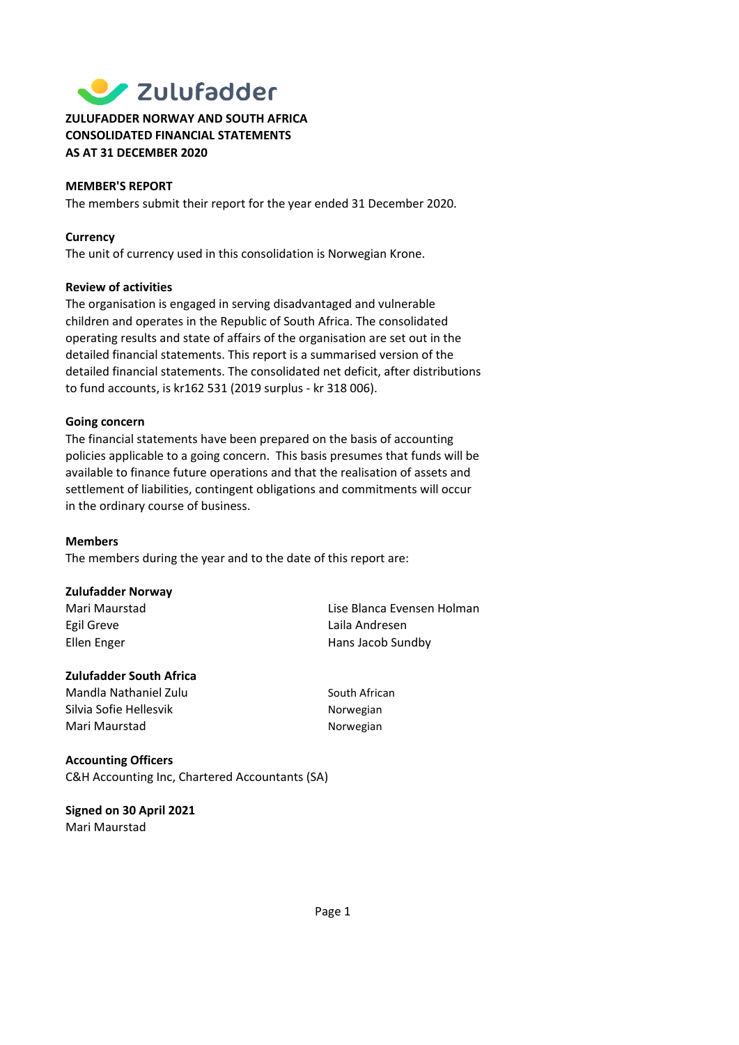Zulufadder

**ZULUFADDER NORWAY AND SOUTH AFRICA**
**CONSOLIDATED FINANCIAL STATEMENTS**
**AS AT 31 DECEMBER 2020**

**MEMBER'S REPORT**

The members submit their report for the year ended 31 December 2020.

**Currency**

The unit of currency used in this consolidation is Norwegian Krone.

**Review of activities**

The organisation is engaged in serving disadvantaged and vulnerable children and operates in the Republic of South Africa. The consolidated operating results and state of affairs of the organisation are set out in the detailed financial statements. This report is a summarised version of the detailed financial statements. The consolidated net deficit, after distributions to fund accounts, is kr162 531 (2019 surplus - kr 318 006).

**Going concern**

The financial statements have been prepared on the basis of accounting policies applicable to a going concern. This basis presumes that funds will be available to finance future operations and that the realisation of assets and settlement of liabilities, contingent obligations and commitments will occur in the ordinary course of business.

**Members**

The members during the year and to the date of this report are:

**Zulufadder Norway**

| | |
|---|---|
| Mari Maurstad | Lise Blanca Evensen Holman |
| Egil Greve | Laila Andresen |
| Ellen Enger | Hans Jacob Sundby |

**Zulufadder South Africa**

| | |
|---|---|
| Mandla Nathaniel Zulu | South African |
| Silvia Sofie Hellesvik | Norwegian |
| Mari Maurstad | Norwegian |

**Accounting Officers**

C&H Accounting Inc, Chartered Accountants (SA)

**Signed on 30 April 2021**

Mari Maurstad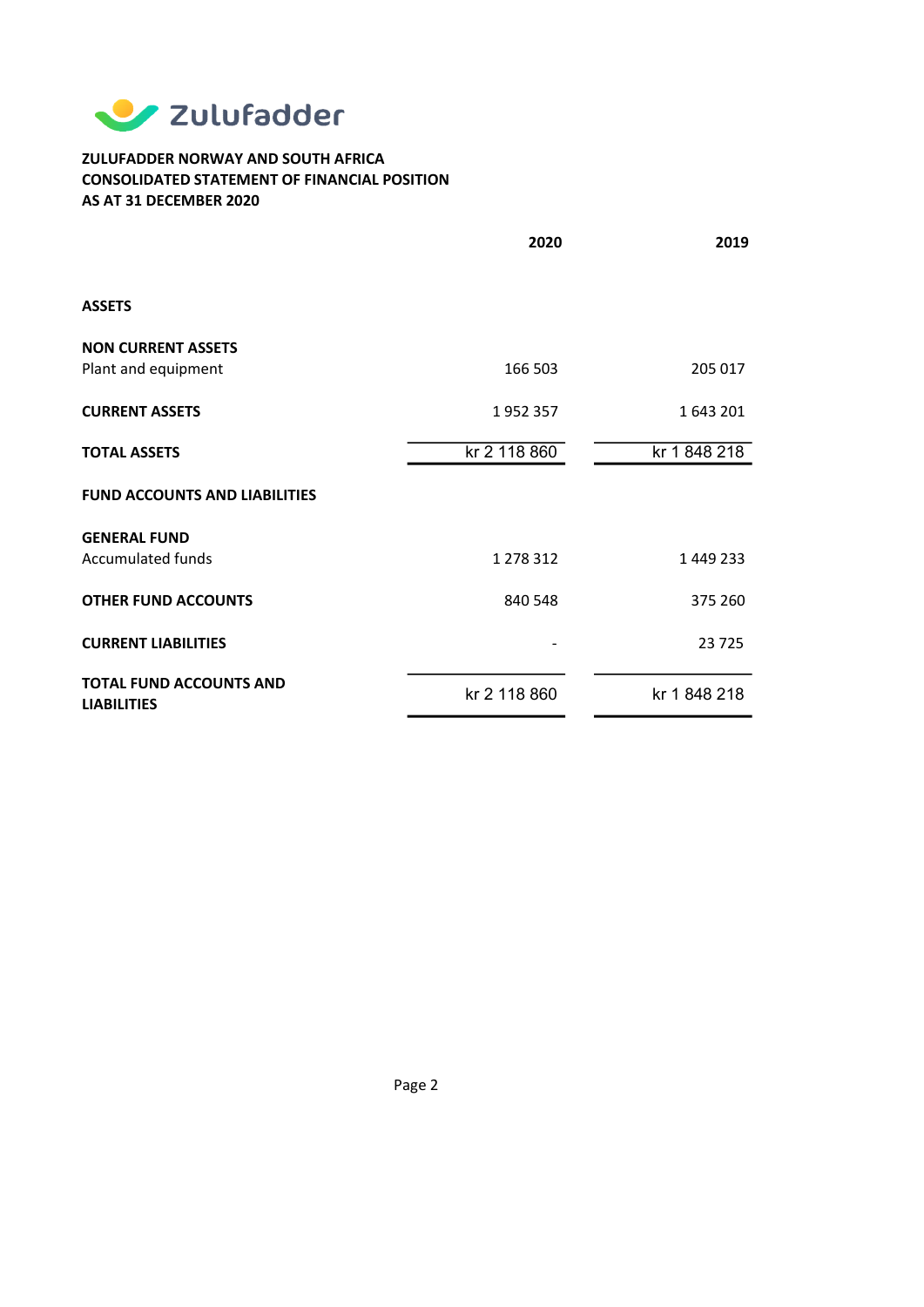Zulufadder

**ZULUFADDER NORWAY AND SOUTH AFRICA**
**CONSOLIDATED STATEMENT OF FINANCIAL POSITION**
**AS AT 31 DECEMBER 2020**

| | 2020 | 2019 |
|---|---|---|
| **ASSETS** | | |
| **NON CURRENT ASSETS** | | |
| Plant and equipment | 166 503 | 205 017 |
| **CURRENT ASSETS** | 1 952 357 | 1 643 201 |
| **TOTAL ASSETS** | kr 2 118 860 | kr 1 848 218 |
| **FUND ACCOUNTS AND LIABILITIES** | | |
| **GENERAL FUND** | | |
| Accumulated funds | 1 278 312 | 1 449 233 |
| **OTHER FUND ACCOUNTS** | 840 548 | 375 260 |
| **CURRENT LIABILITIES** | - | 23 725 |
| **TOTAL FUND ACCOUNTS AND LIABILITIES** | kr 2 118 860 | kr 1 848 218 |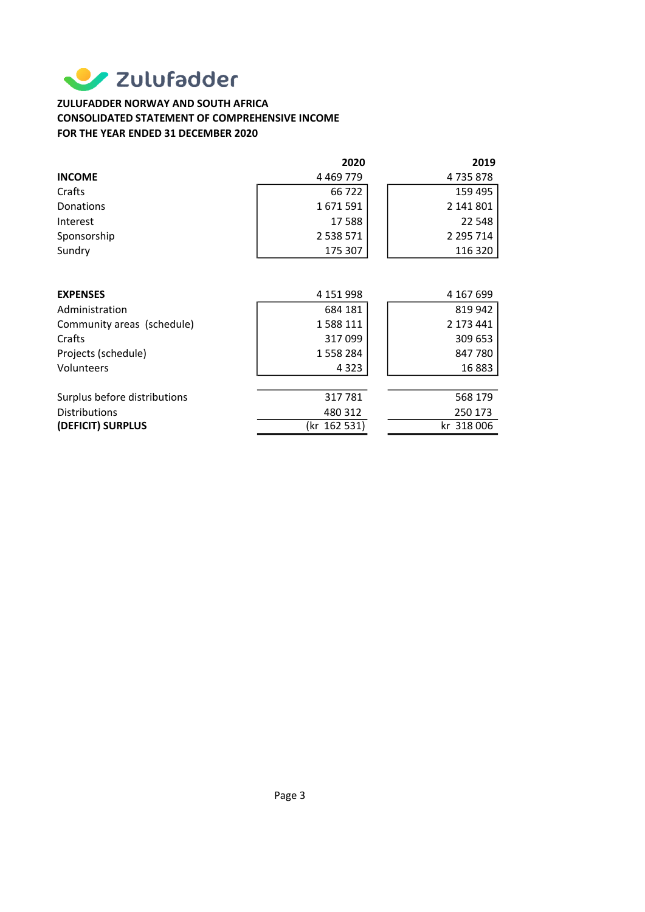Zulufadder

**ZULUFADDER NORWAY AND SOUTH AFRICA**
**CONSOLIDATED STATEMENT OF COMPREHENSIVE INCOME**
**FOR THE YEAR ENDED 31 DECEMBER 2020**

| | 2020 | 2019 |
|---|---|---|
| **INCOME** | 4 469 779 | 4 735 878 |
| Crafts | 66 722 | 159 495 |
| Donations | 1 671 591 | 2 141 801 |
| Interest | 17 588 | 22 548 |
| Sponsorship | 2 538 571 | 2 295 714 |
| Sundry | 175 307 | 116 320 |
| | | |
| **EXPENSES** | 4 151 998 | 4 167 699 |
| Administration | 684 181 | 819 942 |
| Community areas (schedule) | 1 588 111 | 2 173 441 |
| Crafts | 317 099 | 309 653 |
| Projects (schedule) | 1 558 284 | 847 780 |
| Volunteers | 4 323 | 16 883 |
| | | |
| Surplus before distributions | 317 781 | 568 179 |
| Distributions | 480 312 | 250 173 |
| **(DEFICIT) SURPLUS** | (kr 162 531) | kr 318 006 |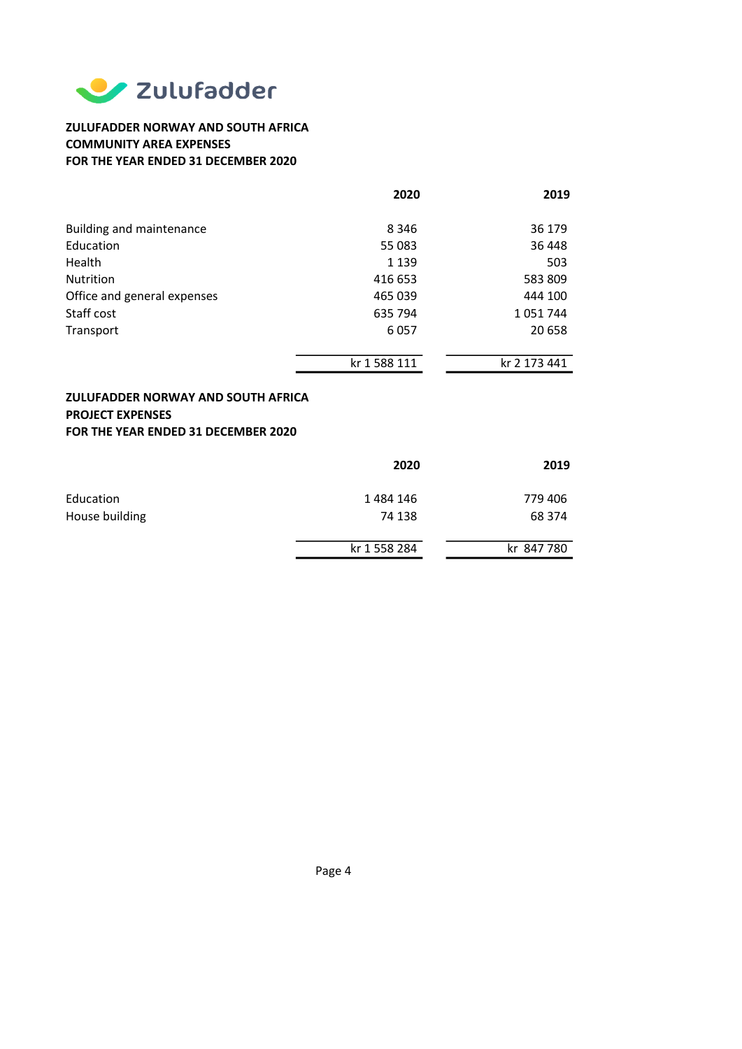Zulufadder

**ZULUFADDER NORWAY AND SOUTH AFRICA**
**COMMUNITY AREA EXPENSES**
**FOR THE YEAR ENDED 31 DECEMBER 2020**

| | **2020** | **2019** |
|---|---:|---:|
| Building and maintenance | 8 346 | 36 179 |
| Education | 55 083 | 36 448 |
| Health | 1 139 | 503 |
| Nutrition | 416 653 | 583 809 |
| Office and general expenses | 465 039 | 444 100 |
| Staff cost | 635 794 | 1 051 744 |
| Transport | 6 057 | 20 658 |
| | kr 1 588 111 | kr 2 173 441 |

**ZULUFADDER NORWAY AND SOUTH AFRICA**
**PROJECT EXPENSES**
**FOR THE YEAR ENDED 31 DECEMBER 2020**

| | **2020** | **2019** |
|---|---:|---:|
| Education | 1 484 146 | 779 406 |
| House building | 74 138 | 68 374 |
| | kr 1 558 284 | kr 847 780 |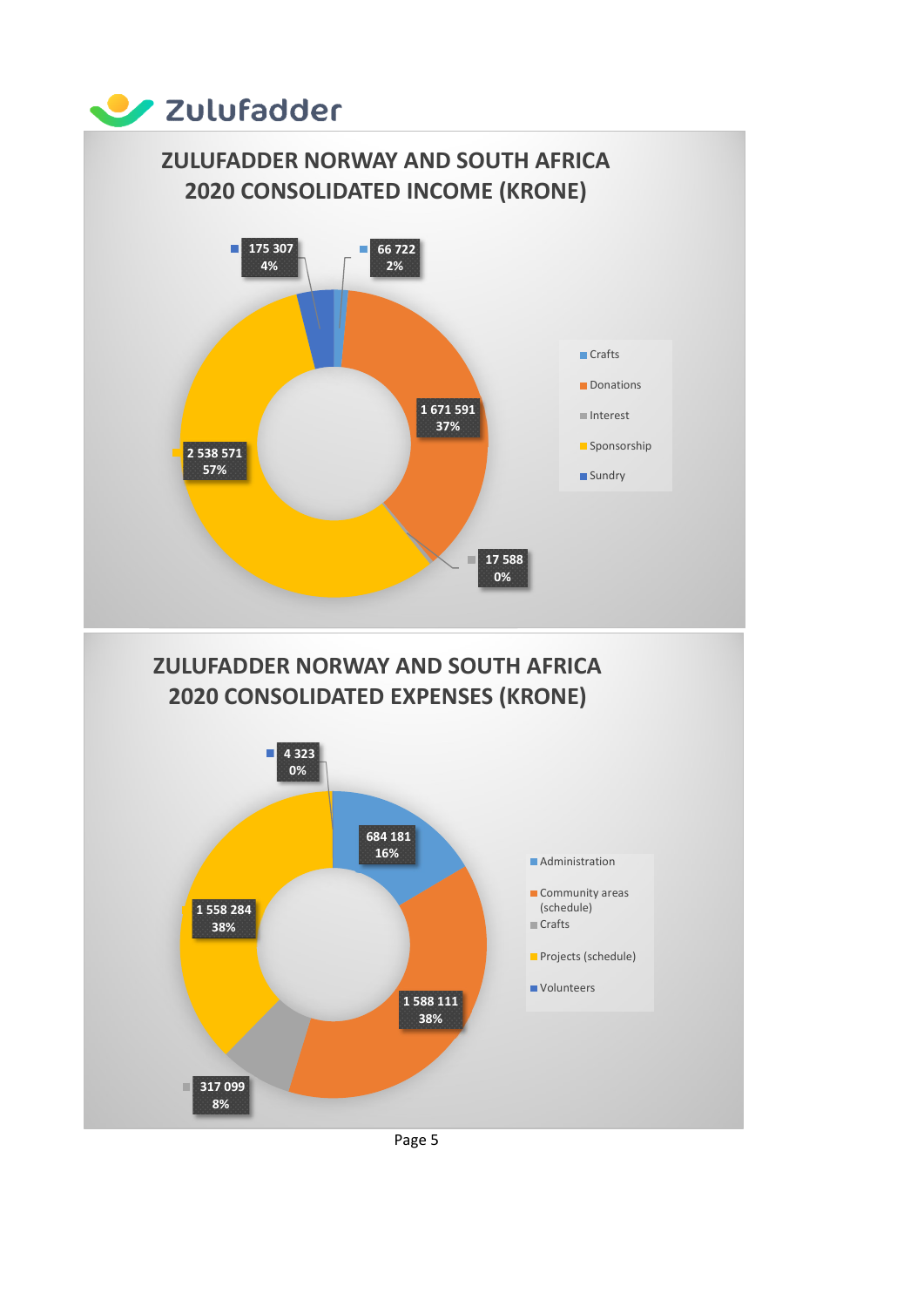Zulufadder

## ZULUFADDER NORWAY AND SOUTH AFRICA 2020 CONSOLIDATED INCOME (KRONE)

175 307
4%

66 722
2%

1 671 591
37%

2 538 571
57%

17 588
0%

Crafts
Donations
Interest
Sponsorship
Sundry

## ZULUFADDER NORWAY AND SOUTH AFRICA 2020 CONSOLIDATED EXPENSES (KRONE)

4 323
0%

684 181
16%

1 558 284
38%

1 588 111
38%

317 099
8%

Administration
Community areas (schedule)
Crafts
Projects (schedule)
Volunteers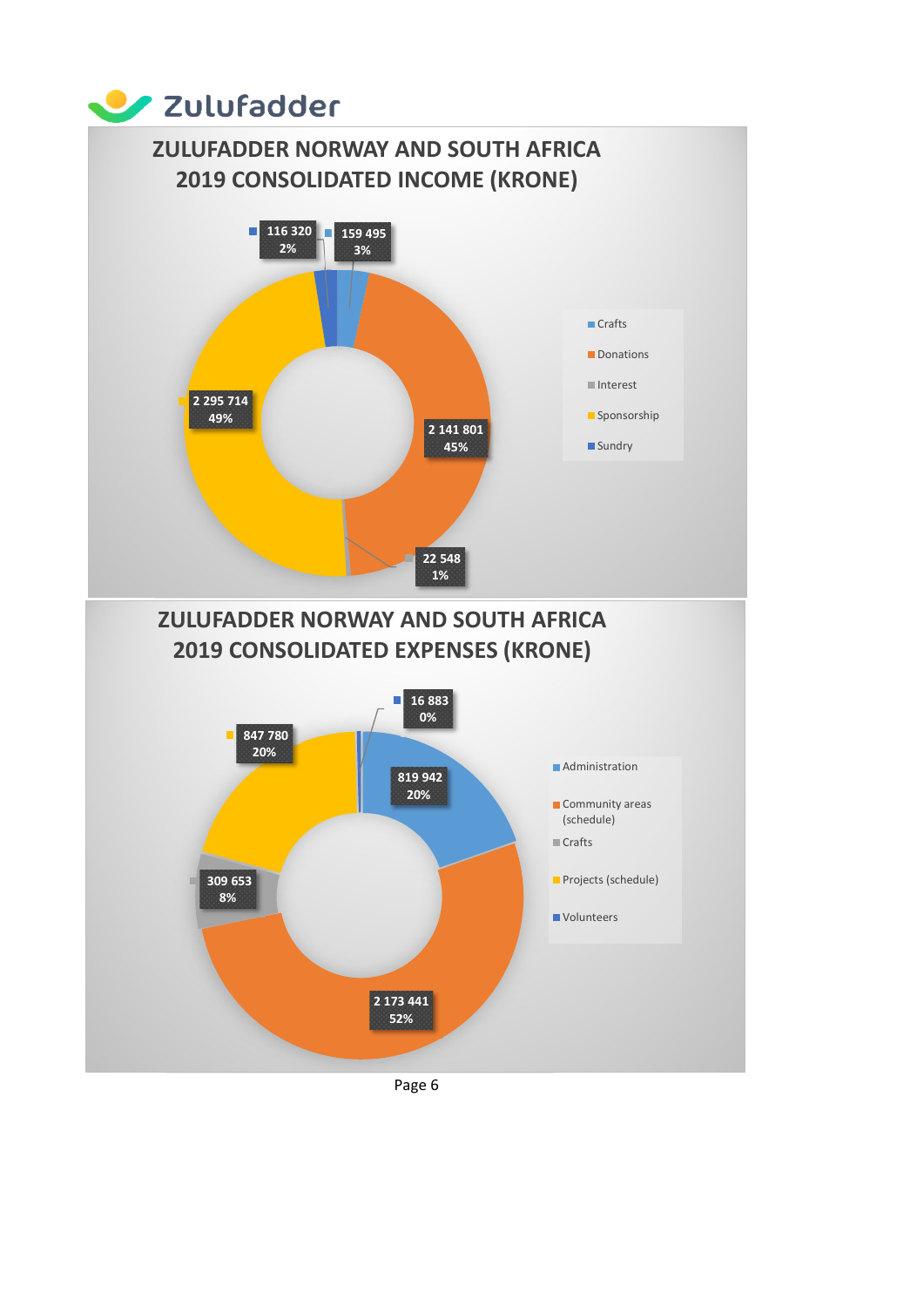Zulufadder

## ZULUFADDER NORWAY AND SOUTH AFRICA 2019 CONSOLIDATED INCOME (KRONE)

116 320
2%

159 495
3%

2 295 714
49%

2 141 801
45%

22 548
1%

Crafts
Donations
Interest
Sponsorship
Sundry

## ZULUFADDER NORWAY AND SOUTH AFRICA 2019 CONSOLIDATED EXPENSES (KRONE)

16 883
0%

847 780
20%

819 942
20%

309 653
8%

2 173 441
52%

Administration
Community areas (schedule)
Crafts
Projects (schedule)
Volunteers